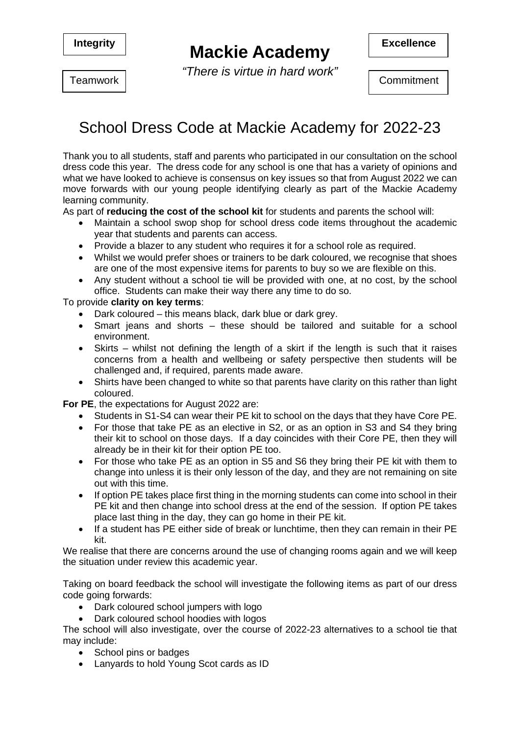**Integrity**

Teamwork

# Mackie Academy

*"There is virtue in hard work"*

**Excellence**

Commitment

## School Dress Code at Mackie Academy for 2022-23

Thank you to all students, staff and parents who participated in our consultation on the school dress code this year. The dress code for any school is one that has a variety of opinions and what we have looked to achieve is consensus on key issues so that from August 2022 we can move forwards with our young people identifying clearly as part of the Mackie Academy learning community.

As part of **reducing the cost of the school kit** for students and parents the school will:

- Maintain a school swop shop for school dress code items throughout the academic year that students and parents can access.
- Provide a blazer to any student who requires it for a school role as required.
- Whilst we would prefer shoes or trainers to be dark coloured, we recognise that shoes are one of the most expensive items for parents to buy so we are flexible on this.
- Any student without a school tie will be provided with one, at no cost, by the school office. Students can make their way there any time to do so.

To provide **clarity on key terms**:

- Dark coloured – this means black, dark blue or dark grey.
- Smart jeans and shorts – these should be tailored and suitable for a school environment.
- Skirts – whilst not defining the length of a skirt if the length is such that it raises concerns from a health and wellbeing or safety perspective then students will be challenged and, if required, parents made aware.
- Shirts have been changed to white so that parents have clarity on this rather than light coloured.

**For PE**, the expectations for August 2022 are:

- Students in S1-S4 can wear their PE kit to school on the days that they have Core PE.
- For those that take PE as an elective in S2, or as an option in S3 and S4 they bring their kit to school on those days. If a day coincides with their Core PE, then they will already be in their kit for their option PE too.
- For those who take PE as an option in S5 and S6 they bring their PE kit with them to change into unless it is their only lesson of the day, and they are not remaining on site out with this time.
- If option PE takes place first thing in the morning students can come into school in their PE kit and then change into school dress at the end of the session. If option PE takes place last thing in the day, they can go home in their PE kit.
- If a student has PE either side of break or lunchtime, then they can remain in their PE kit.

We realise that there are concerns around the use of changing rooms again and we will keep the situation under review this academic year.

Taking on board feedback the school will investigate the following items as part of our dress code going forwards:

- Dark coloured school jumpers with logo
- Dark coloured school hoodies with logos

The school will also investigate, over the course of 2022-23 alternatives to a school tie that may include:

- School pins or badges
- Lanyards to hold Young Scot cards as ID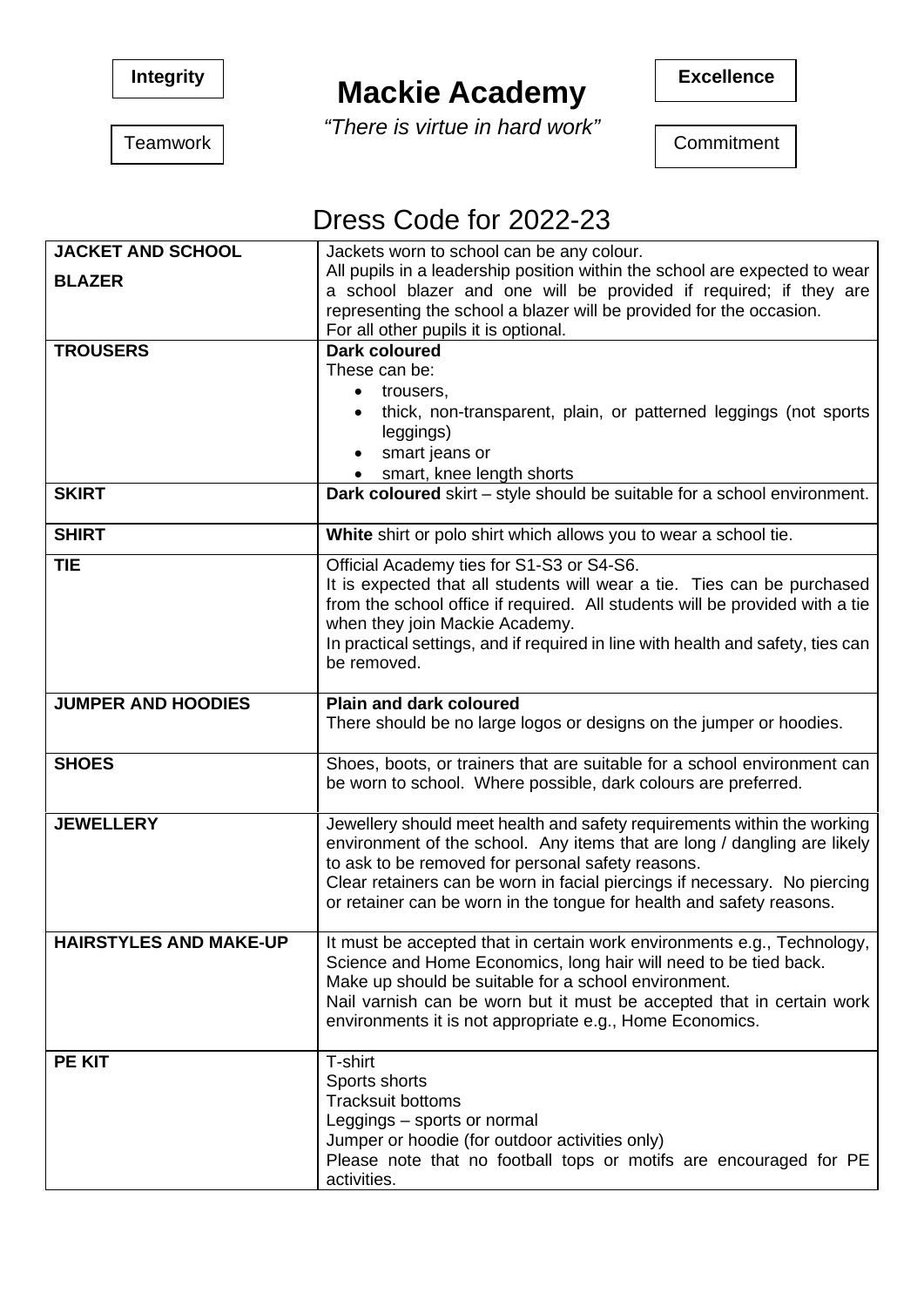**Integrity** | **Excellence** | Teamwork | Commitment

# Mackie Academy

*"There is virtue in hard work"*

## Dress Code for 2022-23

| | |
|---|---|
| **JACKET AND SCHOOL BLAZER** | Jackets worn to school can be any colour.<br>All pupils in a leadership position within the school are expected to wear a school blazer and one will be provided if required; if they are representing the school a blazer will be provided for the occasion.<br>For all other pupils it is optional. |
| **TROUSERS** | **Dark coloured**<br>These can be:<br>• trousers,<br>• thick, non-transparent, plain, or patterned leggings (not sports leggings)<br>• smart jeans or<br>• smart, knee length shorts |
| **SKIRT** | **Dark coloured** skirt – style should be suitable for a school environment. |
| **SHIRT** | **White** shirt or polo shirt which allows you to wear a school tie. |
| **TIE** | Official Academy ties for S1-S3 or S4-S6.<br>It is expected that all students will wear a tie. Ties can be purchased from the school office if required. All students will be provided with a tie when they join Mackie Academy.<br>In practical settings, and if required in line with health and safety, ties can be removed. |
| **JUMPER AND HOODIES** | **Plain and dark coloured**<br>There should be no large logos or designs on the jumper or hoodies. |
| **SHOES** | Shoes, boots, or trainers that are suitable for a school environment can be worn to school. Where possible, dark colours are preferred. |
| **JEWELLERY** | Jewellery should meet health and safety requirements within the working environment of the school. Any items that are long / dangling are likely to ask to be removed for personal safety reasons.<br>Clear retainers can be worn in facial piercings if necessary. No piercing or retainer can be worn in the tongue for health and safety reasons. |
| **HAIRSTYLES AND MAKE-UP** | It must be accepted that in certain work environments e.g., Technology, Science and Home Economics, long hair will need to be tied back.<br>Make up should be suitable for a school environment.<br>Nail varnish can be worn but it must be accepted that in certain work environments it is not appropriate e.g., Home Economics. |
| **PE KIT** | T-shirt<br>Sports shorts<br>Tracksuit bottoms<br>Leggings – sports or normal<br>Jumper or hoodie (for outdoor activities only)<br>Please note that no football tops or motifs are encouraged for PE activities. |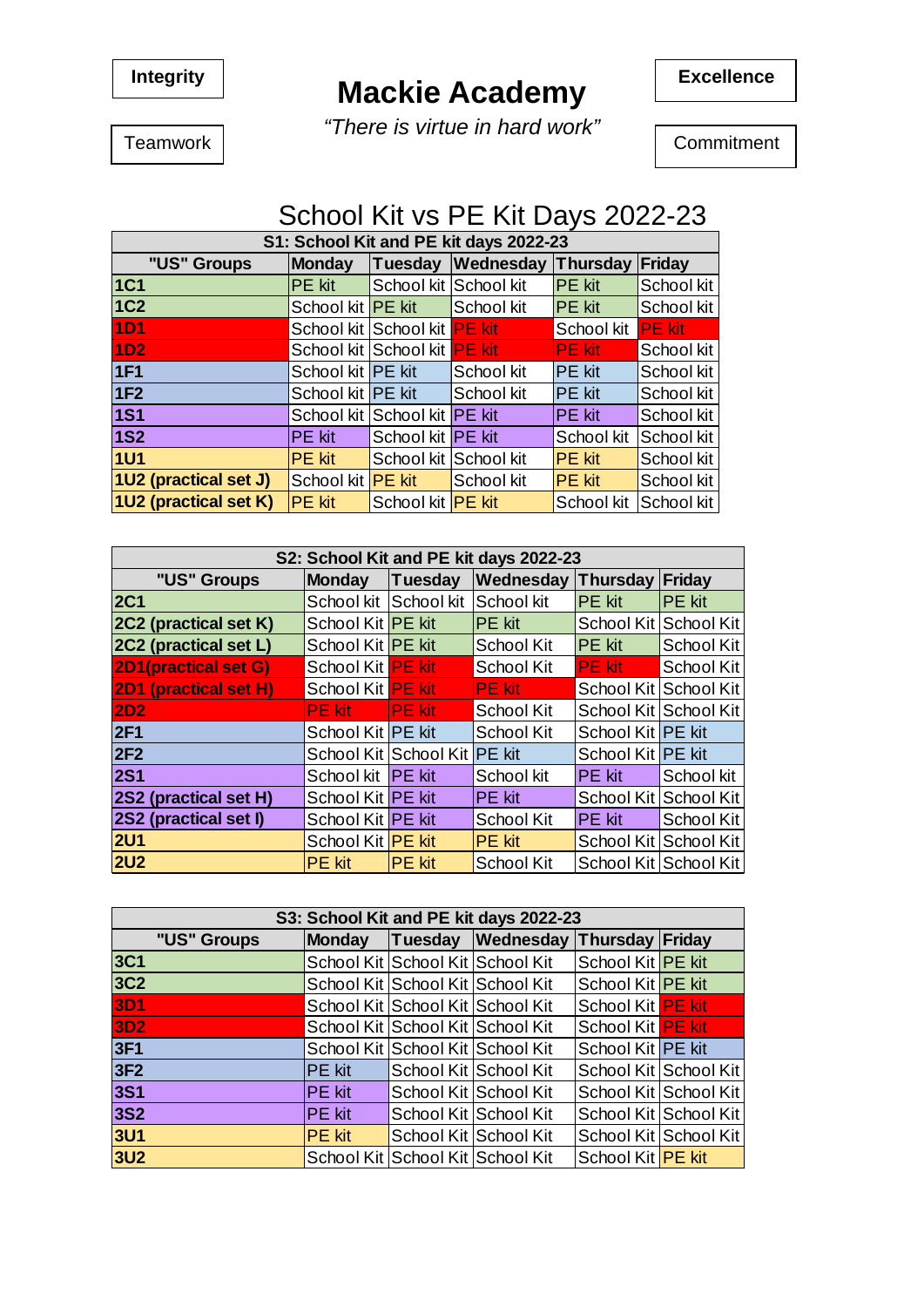Integrity

Teamwork

# Mackie Academy

*"There is virtue in hard work"*

Excellence

Commitment

## School Kit vs PE Kit Days 2022-23

| S1: School Kit and PE kit days 2022-23 | | | | | |
|---|---|---|---|---|---|
| **"US" Groups** | **Monday** | **Tuesday** | **Wednesday** | **Thursday** | **Friday** |
| **1C1** | PE kit | School kit | School kit | PE kit | School kit |
| **1C2** | School kit | PE kit | School kit | PE kit | School kit |
| **1D1** | School kit | School kit | PE kit | School kit | PE kit |
| **1D2** | School kit | School kit | PE kit | PE kit | School kit |
| **1F1** | School kit | PE kit | School kit | PE kit | School kit |
| **1F2** | School kit | PE kit | School kit | PE kit | School kit |
| **1S1** | School kit | School kit | PE kit | PE kit | School kit |
| **1S2** | PE kit | School kit | PE kit | School kit | School kit |
| **1U1** | PE kit | School kit | School kit | PE kit | School kit |
| **1U2 (practical set J)** | School kit | PE kit | School kit | PE kit | School kit |
| **1U2 (practical set K)** | PE kit | School kit | PE kit | School kit | School kit |

| S2: School Kit and PE kit days 2022-23 | | | | | |
|---|---|---|---|---|---|
| **"US" Groups** | **Monday** | **Tuesday** | **Wednesday** | **Thursday** | **Friday** |
| **2C1** | School kit | School kit | School kit | PE kit | PE kit |
| **2C2 (practical set K)** | School Kit | PE kit | PE kit | School Kit | School Kit |
| **2C2 (practical set L)** | School Kit | PE kit | School Kit | PE kit | School Kit |
| **2D1(practical set G)** | School Kit | PE kit | School Kit | PE kit | School Kit |
| **2D1 (practical set H)** | School Kit | PE kit | PE kit | School Kit | School Kit |
| **2D2** | PE kit | PE kit | School Kit | School Kit | School Kit |
| **2F1** | School Kit | PE kit | School Kit | School Kit | PE kit |
| **2F2** | School Kit | School Kit | PE kit | School Kit | PE kit |
| **2S1** | School kit | PE kit | School kit | PE kit | School kit |
| **2S2 (practical set H)** | School Kit | PE kit | PE kit | School Kit | School Kit |
| **2S2 (practical set I)** | School Kit | PE kit | School Kit | PE kit | School Kit |
| **2U1** | School Kit | PE kit | PE kit | School Kit | School Kit |
| **2U2** | PE kit | PE kit | School Kit | School Kit | School Kit |

| S3: School Kit and PE kit days 2022-23 | | | | | |
|---|---|---|---|---|---|
| **"US" Groups** | **Monday** | **Tuesday** | **Wednesday** | **Thursday** | **Friday** |
| **3C1** | School Kit | School Kit | School Kit | School Kit | PE kit |
| **3C2** | School Kit | School Kit | School Kit | School Kit | PE kit |
| **3D1** | School Kit | School Kit | School Kit | School Kit | PE kit |
| **3D2** | School Kit | School Kit | School Kit | School Kit | PE kit |
| **3F1** | School Kit | School Kit | School Kit | School Kit | PE kit |
| **3F2** | PE kit | School Kit | School Kit | School Kit | School Kit |
| **3S1** | PE kit | School Kit | School Kit | School Kit | School Kit |
| **3S2** | PE kit | School Kit | School Kit | School Kit | School Kit |
| **3U1** | PE kit | School Kit | School Kit | School Kit | School Kit |
| **3U2** | School Kit | School Kit | School Kit | School Kit | PE kit |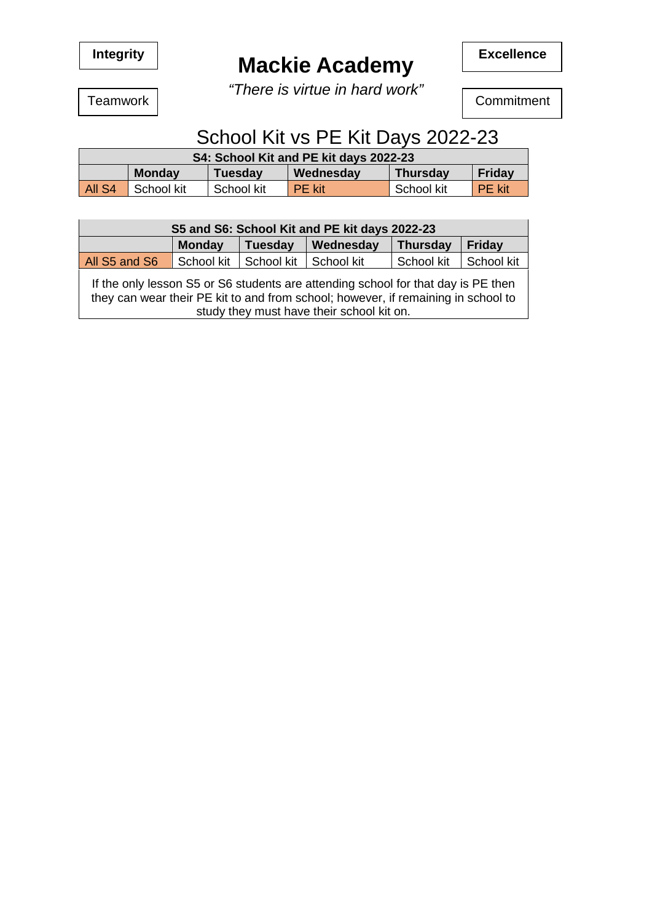**Integrity**

Teamwork

# Mackie Academy

*"There is virtue in hard work"*

**Excellence**

Commitment

## School Kit vs PE Kit Days 2022-23

| **S4: School Kit and PE kit days 2022-23** | | | | | |
|---|---|---|---|---|---|
| | **Monday** | **Tuesday** | **Wednesday** | **Thursday** | **Friday** |
| All S4 | School kit | School kit | PE kit | School kit | PE kit |

| **S5 and S6: School Kit and PE kit days 2022-23** | | | | | |
|---|---|---|---|---|---|
| | **Monday** | **Tuesday** | **Wednesday** | **Thursday** | **Friday** |
| All S5 and S6 | School kit | School kit | School kit | School kit | School kit |

If the only lesson S5 or S6 students are attending school for that day is PE then they can wear their PE kit to and from school; however, if remaining in school to study they must have their school kit on.